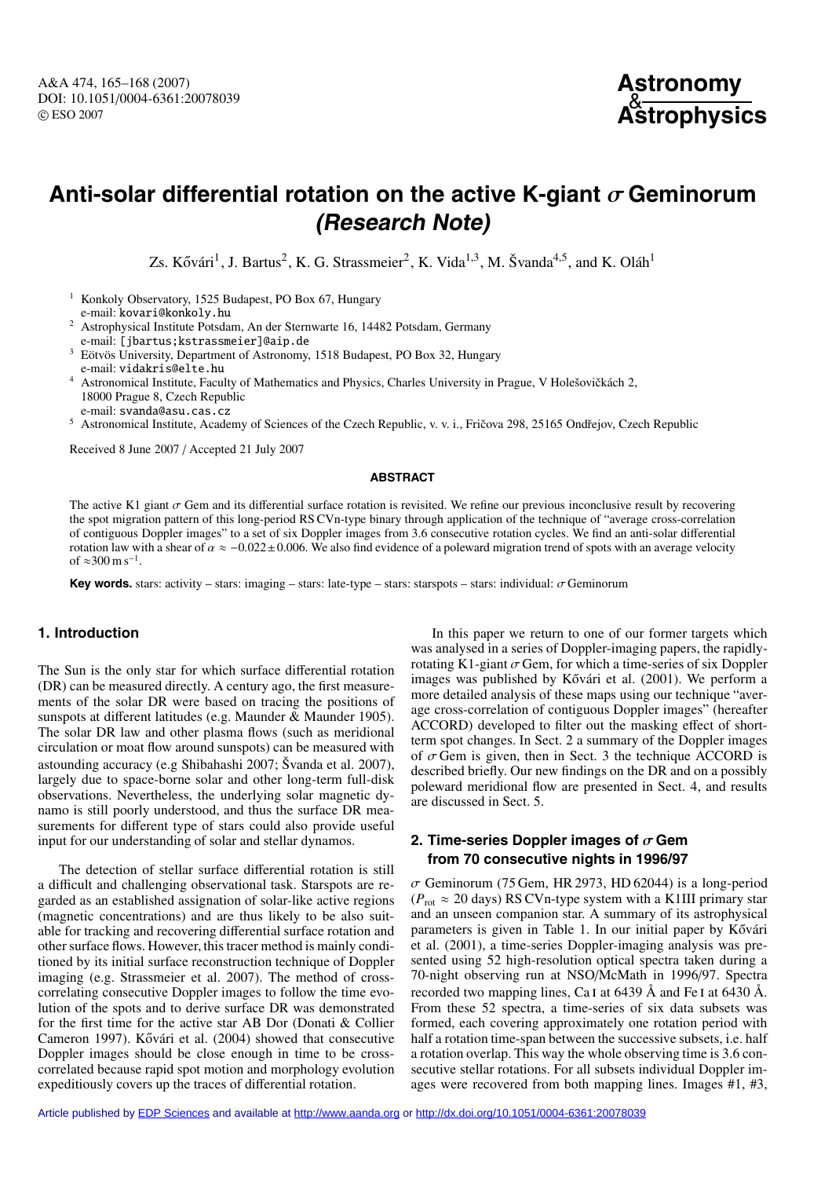# Anti-solar differential rotation on the active K-giant $\sigma$ Geminorum *(Research Note)*

Zs. Kővári[1], J. Bartus[2], K. G. Strassmeier[2], K. Vida[1,3], M. Švanda[4,5], and K. Oláh[1]

[1] Konkoly Observatory, 1525 Budapest, PO Box 67, Hungary
e-mail: kovari@konkoly.hu

[2] Astrophysical Institute Potsdam, An der Sternwarte 16, 14482 Potsdam, Germany
e-mail: [jbartus;kstrassmeier]@aip.de

[3] Eötvös University, Department of Astronomy, 1518 Budapest, PO Box 32, Hungary
e-mail: vidakris@elte.hu

[4] Astronomical Institute, Faculty of Mathematics and Physics, Charles University in Prague, V Holešovičkách 2, 18000 Prague 8, Czech Republic
e-mail: svanda@asu.cas.cz

[5] Astronomical Institute, Academy of Sciences of the Czech Republic, v. v. i., Fričova 298, 25165 Ondřejov, Czech Republic

Received 8 June 2007 / Accepted 21 July 2007

## ABSTRACT

The active K1 giant $\sigma$ Gem and its differential surface rotation is revisited. We refine our previous inconclusive result by recovering the spot migration pattern of this long-period RS CVn-type binary through application of the technique of "average cross-correlation of contiguous Doppler images" to a set of six Doppler images from 3.6 consecutive rotation cycles. We find an anti-solar differential rotation law with a shear of $\alpha \approx -0.022 \pm 0.006$. We also find evidence of a poleward migration trend of spots with an average velocity of $\approx$300 m s$^{-1}$.

**Key words.** stars: activity – stars: imaging – stars: late-type – stars: starspots – stars: individual: $\sigma$ Geminorum

## 1. Introduction

The Sun is the only star for which surface differential rotation (DR) can be measured directly. A century ago, the first measurements of the solar DR were based on tracing the positions of sunspots at different latitudes (e.g. Maunder & Maunder 1905). The solar DR law and other plasma flows (such as meridional circulation or moat flow around sunspots) can be measured with astounding accuracy (e.g Shibahashi 2007; Švanda et al. 2007), largely due to space-borne solar and other long-term full-disk observations. Nevertheless, the underlying solar magnetic dynamo is still poorly understood, and thus the surface DR measurements for different type of stars could also provide useful input for our understanding of solar and stellar dynamos.

The detection of stellar surface differential rotation is still a difficult and challenging observational task. Starspots are regarded as an established assignation of solar-like active regions (magnetic concentrations) and are thus likely to be also suitable for tracking and recovering differential surface rotation and other surface flows. However, this tracer method is mainly conditioned by its initial surface reconstruction technique of Doppler imaging (e.g. Strassmeier et al. 2007). The method of cross-correlating consecutive Doppler images to follow the time evolution of the spots and to derive surface DR was demonstrated for the first time for the active star AB Dor (Donati & Collier Cameron 1997). Kővári et al. (2004) showed that consecutive Doppler images should be close enough in time to be cross-correlated because rapid spot motion and morphology evolution expeditiously covers up the traces of differential rotation.

In this paper we return to one of our former targets which was analysed in a series of Doppler-imaging papers, the rapidly-rotating K1-giant $\sigma$ Gem, for which a time-series of six Doppler images was published by Kővári et al. (2001). We perform a more detailed analysis of these maps using our technique "average cross-correlation of contiguous Doppler images" (hereafter ACCORD) developed to filter out the masking effect of short-term spot changes. In Sect. 2 a summary of the Doppler images of $\sigma$ Gem is given, then in Sect. 3 the technique ACCORD is described briefly. Our new findings on the DR and on a possibly poleward meridional flow are presented in Sect. 4, and results are discussed in Sect. 5.

## 2. Time-series Doppler images of $\sigma$ Gem from 70 consecutive nights in 1996/97

$\sigma$ Geminorum (75 Gem, HR 2973, HD 62044) is a long-period ($P_{\rm rot} \approx 20$ days) RS CVn-type system with a K1III primary star and an unseen companion star. A summary of its astrophysical parameters is given in Table 1. In our initial paper by Kővári et al. (2001), a time-series Doppler-imaging analysis was presented using 52 high-resolution optical spectra taken during a 70-night observing run at NSO/McMath in 1996/97. Spectra recorded two mapping lines, Ca I at 6439 Å and Fe I at 6430 Å. From these 52 spectra, a time-series of six data subsets was formed, each covering approximately one rotation period with half a rotation time-span between the successive subsets, i.e. half a rotation overlap. This way the whole observing time is 3.6 consecutive stellar rotations. For all subsets individual Doppler images were recovered from both mapping lines. Images #1, #3,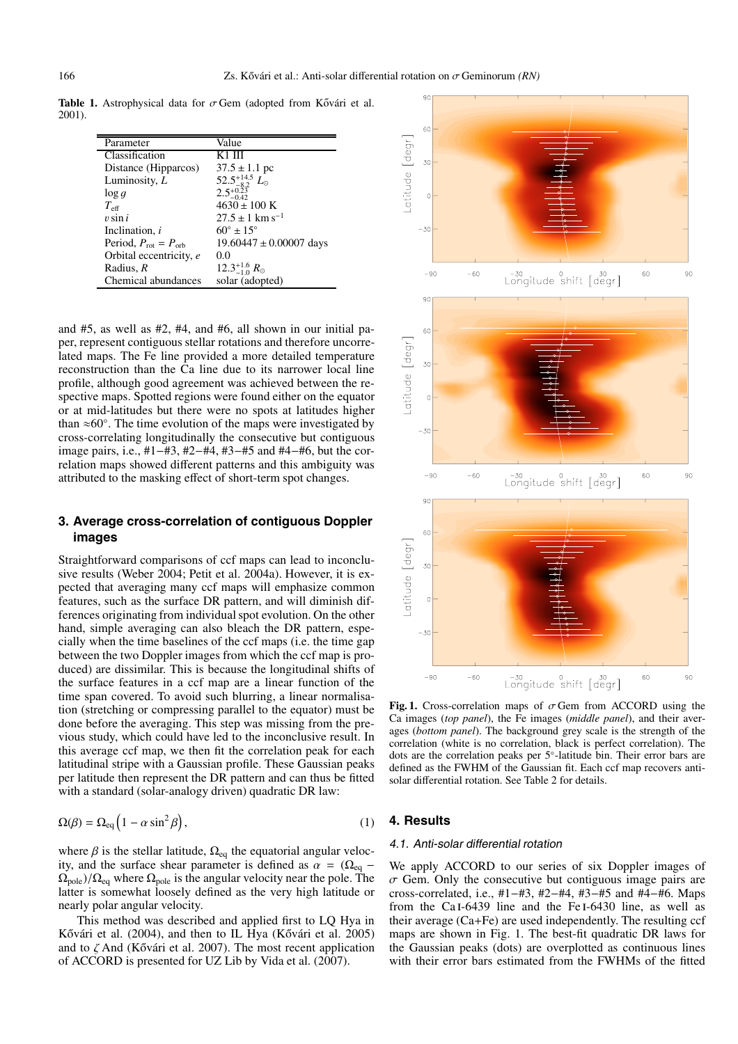**Table 1.** Astrophysical data for $\sigma$ Gem (adopted from Kővári et al. 2001).

| Parameter | Value |
|---|---|
| Classification | K1 III |
| Distance (Hipparcos) | $37.5 \pm 1.1$ pc |
| Luminosity, $L$ | $52.5^{+14.5}_{-8.2}$ $L_{\odot}$ |
| $\log g$ | $2.5^{+0.23}_{-0.42}$ |
| $T_{\rm eff}$ | $4630 \pm 100$ K |
| $v \sin i$ | $27.5 \pm 1$ km s$^{-1}$ |
| Inclination, $i$ | $60^{\circ} \pm 15^{\circ}$ |
| Period, $P_{\rm rot} = P_{\rm orb}$ | $19.60447 \pm 0.00007$ days |
| Orbital eccentricity, $e$ | 0.0 |
| Radius, $R$ | $12.3^{+1.6}_{-1.0}$ $R_{\odot}$ |
| Chemical abundances | solar (adopted) |

and #5, as well as #2, #4, and #6, all shown in our initial paper, represent contiguous stellar rotations and therefore uncorrelated maps. The Fe line provided a more detailed temperature reconstruction than the Ca line due to its narrower local line profile, although good agreement was achieved between the respective maps. Spotted regions were found either on the equator or at mid-latitudes but there were no spots at latitudes higher than $\approx 60^{\circ}$. The time evolution of the maps were investigated by cross-correlating longitudinally the consecutive but contiguous image pairs, i.e., #1−#3, #2−#4, #3−#5 and #4−#6, but the correlation maps showed different patterns and this ambiguity was attributed to the masking effect of short-term spot changes.

## 3. Average cross-correlation of contiguous Doppler images

Straightforward comparisons of ccf maps can lead to inconclusive results (Weber 2004; Petit et al. 2004a). However, it is expected that averaging many ccf maps will emphasize common features, such as the surface DR pattern, and will diminish differences originating from individual spot evolution. On the other hand, simple averaging can also bleach the DR pattern, especially when the time baselines of the ccf maps (i.e. the time gap between the two Doppler images from which the ccf map is produced) are dissimilar. This is because the longitudinal shifts of the surface features in a ccf map are a linear function of the time span covered. To avoid such blurring, a linear normalisation (stretching or compressing parallel to the equator) must be done before the averaging. This step was missing from the previous study, which could have led to the inconclusive result. In this average ccf map, we then fit the correlation peak for each latitudinal stripe with a Gaussian profile. These Gaussian peaks per latitude then represent the DR pattern and can thus be fitted with a standard (solar-analogy driven) quadratic DR law:

$$\Omega(\beta) = \Omega_{\rm eq}\left(1 - \alpha \sin^2 \beta\right), \tag{1}$$

where $\beta$ is the stellar latitude, $\Omega_{\rm eq}$ the equatorial angular velocity, and the surface shear parameter is defined as $\alpha = (\Omega_{\rm eq} - \Omega_{\rm pole})/\Omega_{\rm eq}$ where $\Omega_{\rm pole}$ is the angular velocity near the pole. The latter is somewhat loosely defined as the very high latitude or nearly polar angular velocity.

This method was described and applied first to LQ Hya in Kővári et al. (2004), and then to IL Hya (Kővári et al. 2005) and to $\zeta$ And (Kővári et al. 2007). The most recent application of ACCORD is presented for UZ Lib by Vida et al. (2007).

**Fig. 1.** Cross-correlation maps of $\sigma$ Gem from ACCORD using the Ca images (*top panel*), the Fe images (*middle panel*), and their averages (*bottom panel*). The background grey scale is the strength of the correlation (white is no correlation, black is perfect correlation). The dots are the correlation peaks per 5°-latitude bin. Their error bars are defined as the FWHM of the Gaussian fit. Each ccf map recovers anti-solar differential rotation. See Table 2 for details.

## 4. Results

### 4.1. Anti-solar differential rotation

We apply ACCORD to our series of six Doppler images of $\sigma$ Gem. Only the consecutive but contiguous image pairs are cross-correlated, i.e., #1−#3, #2−#4, #3−#5 and #4−#6. Maps from the Ca I-6439 line and the Fe I-6430 line, as well as their average (Ca+Fe) are used independently. The resulting ccf maps are shown in Fig. 1. The best-fit quadratic DR laws for the Gaussian peaks (dots) are overplotted as continuous lines with their error bars estimated from the FWHMs of the fitted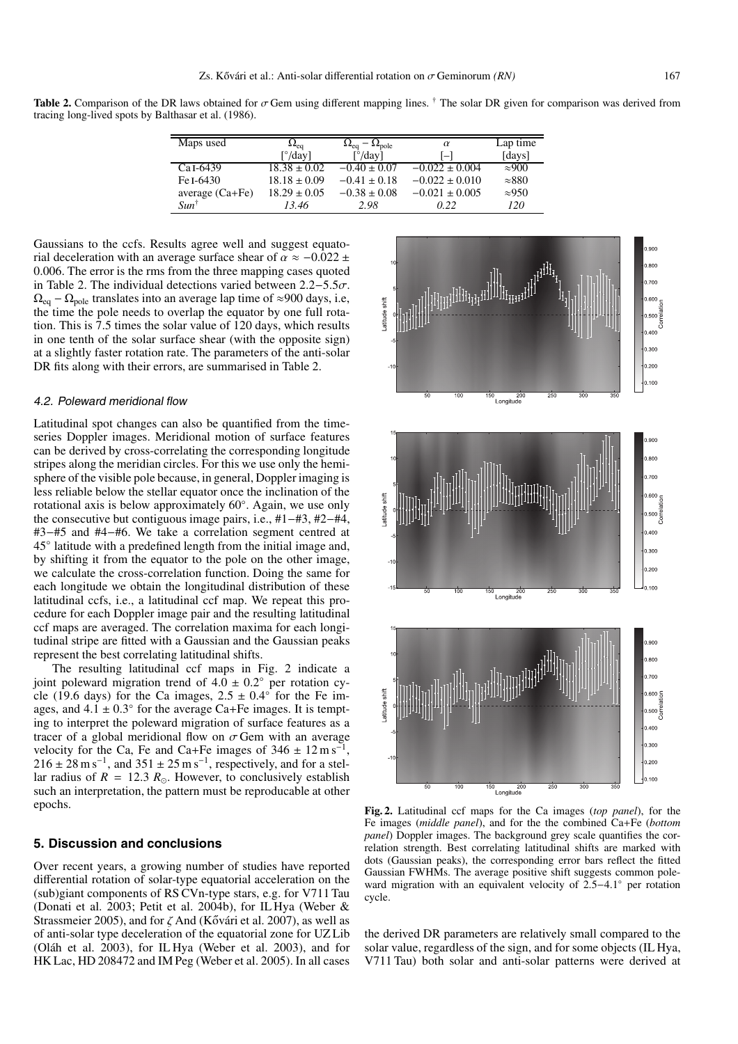**Table 2.** Comparison of the DR laws obtained for $\sigma$ Gem using different mapping lines. † The solar DR given for comparison was derived from tracing long-lived spots by Balthasar et al. (1986).

| Maps used | $\Omega_{eq}$ [°/day] | $\Omega_{eq} - \Omega_{pole}$ [°/day] | $\alpha$ [–] | Lap time [days] |
|---|---|---|---|---|
| Ca I-6439 | $18.38 \pm 0.02$ | $-0.40 \pm 0.07$ | $-0.022 \pm 0.004$ | $\approx$900 |
| Fe I-6430 | $18.18 \pm 0.09$ | $-0.41 \pm 0.18$ | $-0.022 \pm 0.010$ | $\approx$880 |
| average (Ca+Fe) | $18.29 \pm 0.05$ | $-0.38 \pm 0.08$ | $-0.021 \pm 0.005$ | $\approx$950 |
| *Sun*† | *13.46* | *2.98* | *0.22* | *120* |

Gaussians to the ccfs. Results agree well and suggest equatorial deceleration with an average surface shear of $\alpha \approx -0.022 \pm 0.006$. The error is the rms from the three mapping cases quoted in Table 2. The individual detections varied between 2.2−5.5$\sigma$. $\Omega_{eq} - \Omega_{pole}$ translates into an average lap time of ≈900 days, i.e, the time the pole needs to overlap the equator by one full rotation. This is 7.5 times the solar value of 120 days, which results in one tenth of the solar surface shear (with the opposite sign) at a slightly faster rotation rate. The parameters of the anti-solar DR fits along with their errors, are summarised in Table 2.

### 4.2. Poleward meridional flow

Latitudinal spot changes can also be quantified from the time-series Doppler images. Meridional motion of surface features can be derived by cross-correlating the corresponding longitude stripes along the meridian circles. For this we use only the hemisphere of the visible pole because, in general, Doppler imaging is less reliable below the stellar equator once the inclination of the rotational axis is below approximately 60°. Again, we use only the consecutive but contiguous image pairs, i.e., #1−#3, #2−#4, #3−#5 and #4−#6. We take a correlation segment centred at 45° latitude with a predefined length from the initial image and, by shifting it from the equator to the pole on the other image, we calculate the cross-correlation function. Doing the same for each longitude we obtain the longitudinal distribution of these latitudinal ccfs, i.e., a latitudinal ccf map. We repeat this procedure for each Doppler image pair and the resulting latitudinal ccf maps are averaged. The correlation maxima for each longitudinal stripe are fitted with a Gaussian and the Gaussian peaks represent the best correlating latitudinal shifts.

The resulting latitudinal ccf maps in Fig. 2 indicate a joint poleward migration trend of $4.0 \pm 0.2°$ per rotation cycle (19.6 days) for the Ca images, $2.5 \pm 0.4°$ for the Fe images, and $4.1 \pm 0.3°$ for the average Ca+Fe images. It is tempting to interpret the poleward migration of surface features as a tracer of a global meridional flow on $\sigma$ Gem with an average velocity for the Ca, Fe and Ca+Fe images of $346 \pm 12\,\mathrm{m\,s^{-1}}$, $216 \pm 28\,\mathrm{m\,s^{-1}}$, and $351 \pm 25\,\mathrm{m\,s^{-1}}$, respectively, and for a stellar radius of $R = 12.3\,R_{\odot}$. However, to conclusively establish such an interpretation, the pattern must be reproducable at other epochs.

**Fig. 2.** Latitudinal ccf maps for the Ca images (*top panel*), for the Fe images (*middle panel*), and for the the combined Ca+Fe (*bottom panel*) Doppler images. The background grey scale quantifies the correlation strength. Best correlating latitudinal shifts are marked with dots (Gaussian peaks), the corresponding error bars reflect the fitted Gaussian FWHMs. The average positive shift suggests common poleward migration with an equivalent velocity of 2.5−4.1° per rotation cycle.

## 5. Discussion and conclusions

Over recent years, a growing number of studies have reported differential rotation of solar-type equatorial acceleration on the (sub)giant components of RS CVn-type stars, e.g. for V711 Tau (Donati et al. 2003; Petit et al. 2004b), for IL Hya (Weber & Strassmeier 2005), and for $\zeta$ And (Kővári et al. 2007), as well as of anti-solar type deceleration of the equatorial zone for UZ Lib (Oláh et al. 2003), for IL Hya (Weber et al. 2003), and for HK Lac, HD 208472 and IM Peg (Weber et al. 2005). In all cases the derived DR parameters are relatively small compared to the solar value, regardless of the sign, and for some objects (IL Hya, V711 Tau) both solar and anti-solar patterns were derived at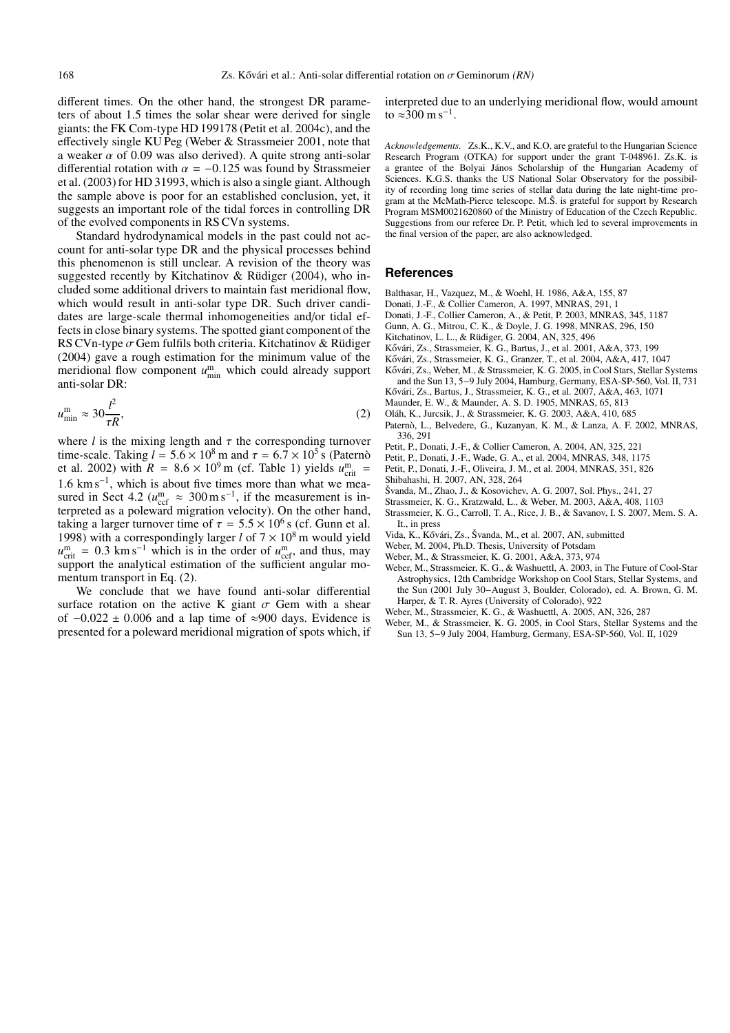different times. On the other hand, the strongest DR parameters of about 1.5 times the solar shear were derived for single giants: the FK Com-type HD 199178 (Petit et al. 2004c), and the effectively single KU Peg (Weber & Strassmeier 2001, note that a weaker $\alpha$ of 0.09 was also derived). A quite strong anti-solar differential rotation with $\alpha = -0.125$ was found by Strassmeier et al. (2003) for HD 31993, which is also a single giant. Although the sample above is poor for an established conclusion, yet, it suggests an important role of the tidal forces in controlling DR of the evolved components in RS CVn systems.

Standard hydrodynamical models in the past could not account for anti-solar type DR and the physical processes behind this phenomenon is still unclear. A revision of the theory was suggested recently by Kitchatinov & Rüdiger (2004), who included some additional drivers to maintain fast meridional flow, which would result in anti-solar type DR. Such driver candidates are large-scale thermal inhomogeneities and/or tidal effects in close binary systems. The spotted giant component of the RS CVn-type $\sigma$ Gem fulfils both criteria. Kitchatinov & Rüdiger (2004) gave a rough estimation for the minimum value of the meridional flow component $u^{\rm m}_{\rm min}$ which could already support anti-solar DR:

$$u^{\rm m}_{\rm min} \approx 30\frac{l^2}{\tau R}, \tag{2}$$

where $l$ is the mixing length and $\tau$ the corresponding turnover time-scale. Taking $l = 5.6 \times 10^8$ m and $\tau = 6.7 \times 10^5$ s (Paternò et al. 2002) with $R = 8.6 \times 10^9$ m (cf. Table 1) yields $u^{\rm m}_{\rm crit} = 1.6\ {\rm km\,s^{-1}}$, which is about five times more than what we measured in Sect 4.2 ($u^{\rm m}_{\rm ccf} \approx 300\,{\rm m\,s^{-1}}$, if the measurement is interpreted as a poleward migration velocity). On the other hand, taking a larger turnover time of $\tau = 5.5 \times 10^6$ s (cf. Gunn et al. 1998) with a correspondingly larger $l$ of $7 \times 10^8$ m would yield $u^{\rm m}_{\rm crit} = 0.3\ {\rm km\,s^{-1}}$ which is in the order of $u^{\rm m}_{\rm ccf}$, and thus, may support the analytical estimation of the sufficient angular momentum transport in Eq. (2).

We conclude that we have found anti-solar differential surface rotation on the active K giant $\sigma$ Gem with a shear of $-0.022 \pm 0.006$ and a lap time of $\approx$900 days. Evidence is presented for a poleward meridional migration of spots which, if interpreted due to an underlying meridional flow, would amount to $\approx$300 m s$^{-1}$.

*Acknowledgements.* Zs.K., K.V., and K.O. are grateful to the Hungarian Science Research Program (OTKA) for support under the grant T-048961. Zs.K. is a grantee of the Bolyai János Scholarship of the Hungarian Academy of Sciences. K.G.S. thanks the US National Solar Observatory for the possibility of recording long time series of stellar data during the late night-time program at the McMath-Pierce telescope. M.Š. is grateful for support by Research Program MSM0021620860 of the Ministry of Education of the Czech Republic. Suggestions from our referee Dr. P. Petit, which led to several improvements in the final version of the paper, are also acknowledged.

## References

Balthasar, H., Vazquez, M., & Woehl, H. 1986, A&A, 155, 87
Donati, J.-F., & Collier Cameron, A. 1997, MNRAS, 291, 1
Donati, J.-F., Collier Cameron, A., & Petit, P. 2003, MNRAS, 345, 1187
Gunn, A. G., Mitrou, C. K., & Doyle, J. G. 1998, MNRAS, 296, 150
Kitchatinov, L. L., & Rüdiger, G. 2004, AN, 325, 496
Kővári, Zs., Strassmeier, K. G., Bartus, J., et al. 2001, A&A, 373, 199
Kővári, Zs., Strassmeier, K. G., Granzer, T., et al. 2004, A&A, 417, 1047
Kővári, Zs., Weber, M., & Strassmeier, K. G. 2005, in Cool Stars, Stellar Systems and the Sun 13, 5–9 July 2004, Hamburg, Germany, ESA-SP-560, Vol. II, 731
Kővári, Zs., Bartus, J., Strassmeier, K. G., et al. 2007, A&A, 463, 1071
Maunder, E. W., & Maunder, A. S. D. 1905, MNRAS, 65, 813
Oláh, K., Jurcsik, J., & Strassmeier, K. G. 2003, A&A, 410, 685
Paternò, L., Belvedere, G., Kuzanyan, K. M., & Lanza, A. F. 2002, MNRAS, 336, 291
Petit, P., Donati, J.-F., & Collier Cameron, A. 2004, AN, 325, 221
Petit, P., Donati, J.-F., Wade, G. A., et al. 2004, MNRAS, 348, 1175
Petit, P., Donati, J.-F., Oliveira, J. M., et al. 2004, MNRAS, 351, 826
Shibahashi, H. 2007, AN, 328, 264
Švanda, M., Zhao, J., & Kosovichev, A. G. 2007, Sol. Phys., 241, 27
Strassmeier, K. G., Kratzwald, L., & Weber, M. 2003, A&A, 408, 1103
Strassmeier, K. G., Carroll, T. A., Rice, J. B., & Savanov, I. S. 2007, Mem. S. A. It., in press
Vida, K., Kővári, Zs., Švanda, M., et al. 2007, AN, submitted
Weber, M. 2004, Ph.D. Thesis, University of Potsdam
Weber, M., & Strassmeier, K. G. 2001, A&A, 373, 974
Weber, M., Strassmeier, K. G., & Washuettl, A. 2003, in The Future of Cool-Star Astrophysics, 12th Cambridge Workshop on Cool Stars, Stellar Systems, and the Sun (2001 July 30–August 3, Boulder, Colorado), ed. A. Brown, G. M. Harper, & T. R. Ayres (University of Colorado), 922
Weber, M., Strassmeier, K. G., & Washuettl, A. 2005, AN, 326, 287
Weber, M., & Strassmeier, K. G. 2005, in Cool Stars, Stellar Systems and the Sun 13, 5–9 July 2004, Hamburg, Germany, ESA-SP-560, Vol. II, 1029